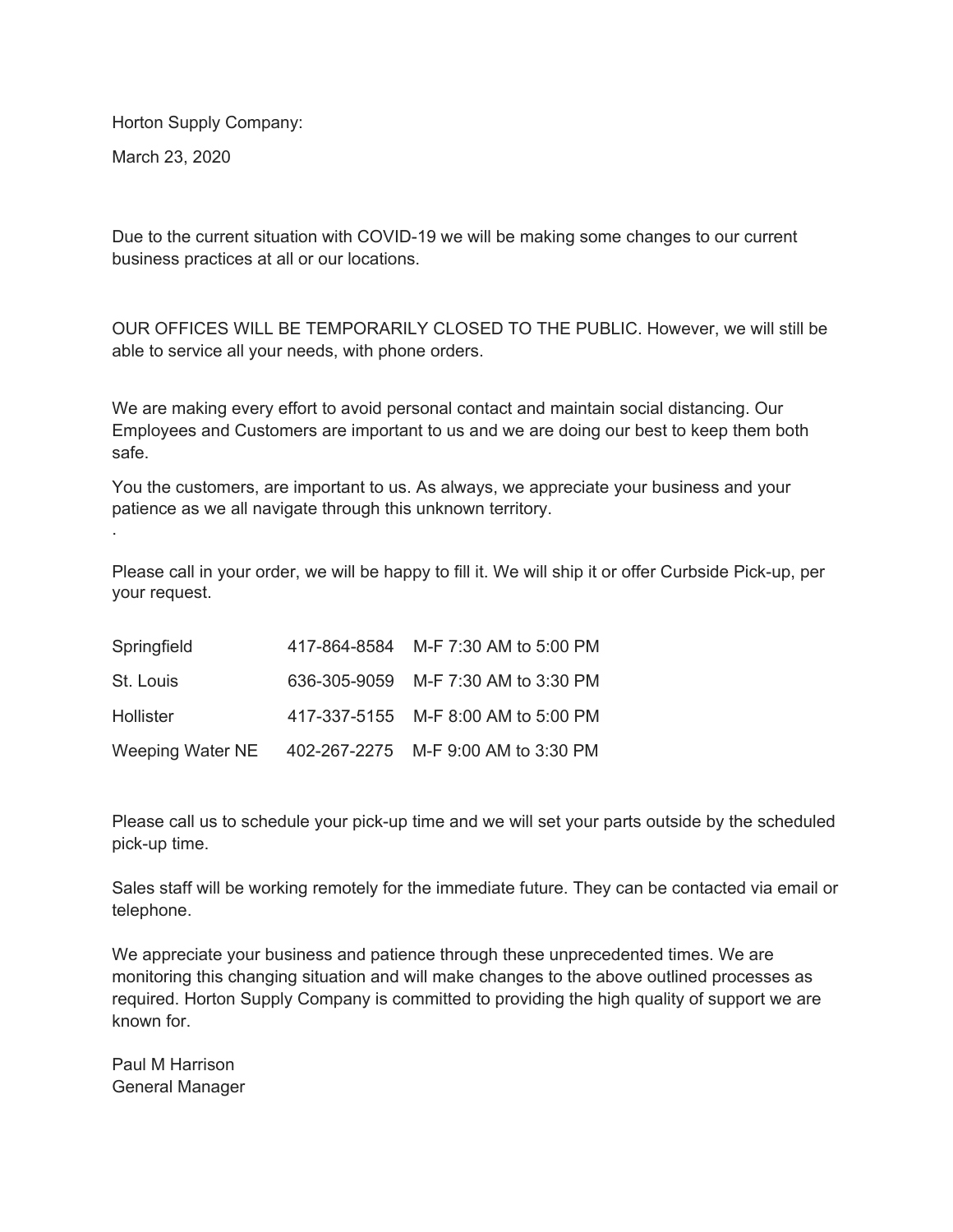Horton Supply Company:

March 23, 2020

Due to the current situation with COVID-19 we will be making some changes to our current business practices at all or our locations.

OUR OFFICES WILL BE TEMPORARILY CLOSED TO THE PUBLIC. However, we will still be able to service all your needs, with phone orders.

We are making every effort to avoid personal contact and maintain social distancing. Our Employees and Customers are important to us and we are doing our best to keep them both safe.

You the customers, are important to us. As always, we appreciate your business and your patience as we all navigate through this unknown territory.

.

Please call in your order, we will be happy to fill it. We will ship it or offer Curbside Pick-up, per your request.

| | | |
|---|---|---|
| Springfield | 417-864-8584 | M-F 7:30 AM to 5:00 PM |
| St. Louis | 636-305-9059 | M-F 7:30 AM to 3:30 PM |
| Hollister | 417-337-5155 | M-F 8:00 AM to 5:00 PM |
| Weeping Water NE | 402-267-2275 | M-F 9:00 AM to 3:30 PM |

Please call us to schedule your pick-up time and we will set your parts outside by the scheduled pick-up time.

Sales staff will be working remotely for the immediate future. They can be contacted via email or telephone.

We appreciate your business and patience through these unprecedented times. We are monitoring this changing situation and will make changes to the above outlined processes as required. Horton Supply Company is committed to providing the high quality of support we are known for.

Paul M Harrison
General Manager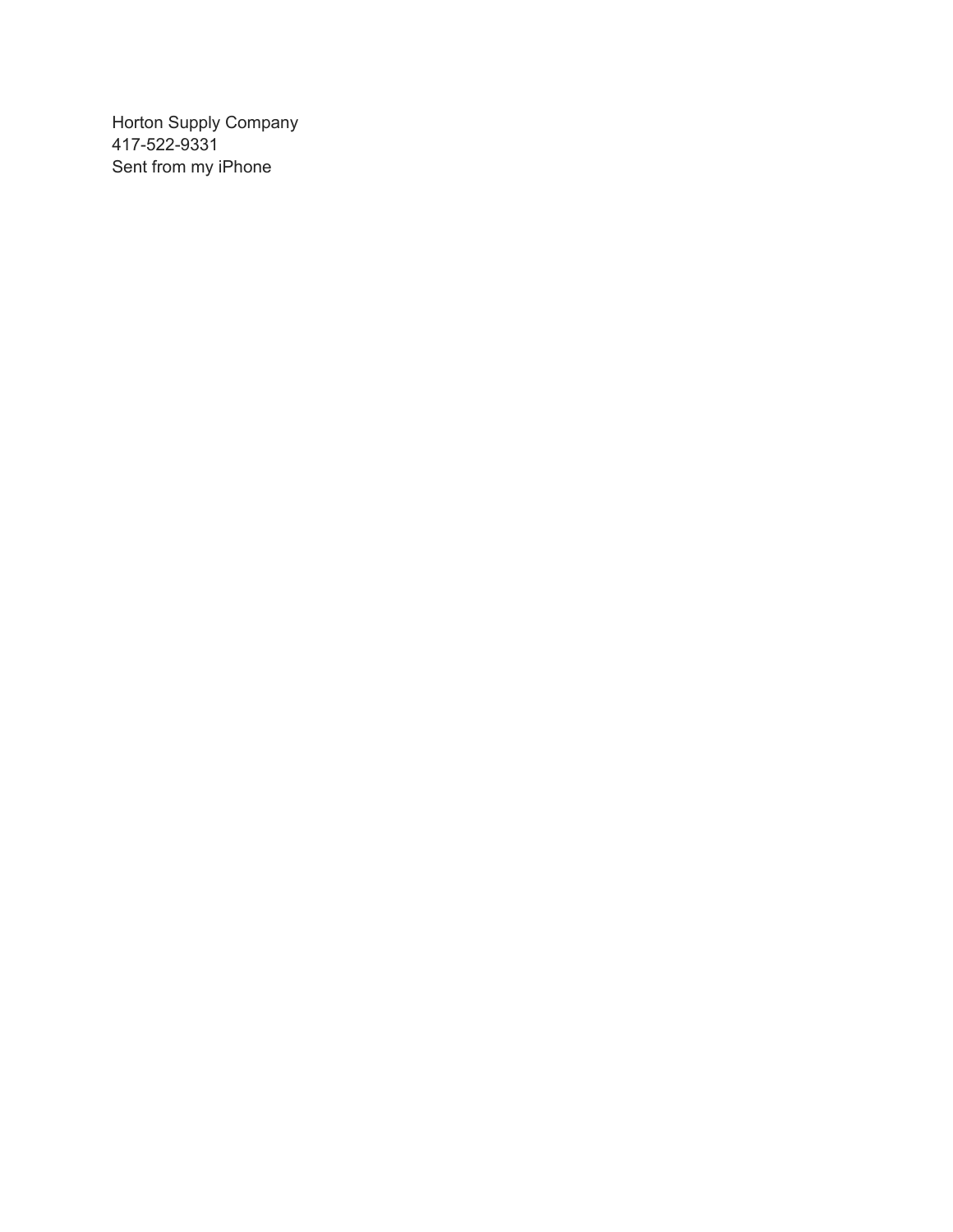Horton Supply Company
417-522-9331
Sent from my iPhone